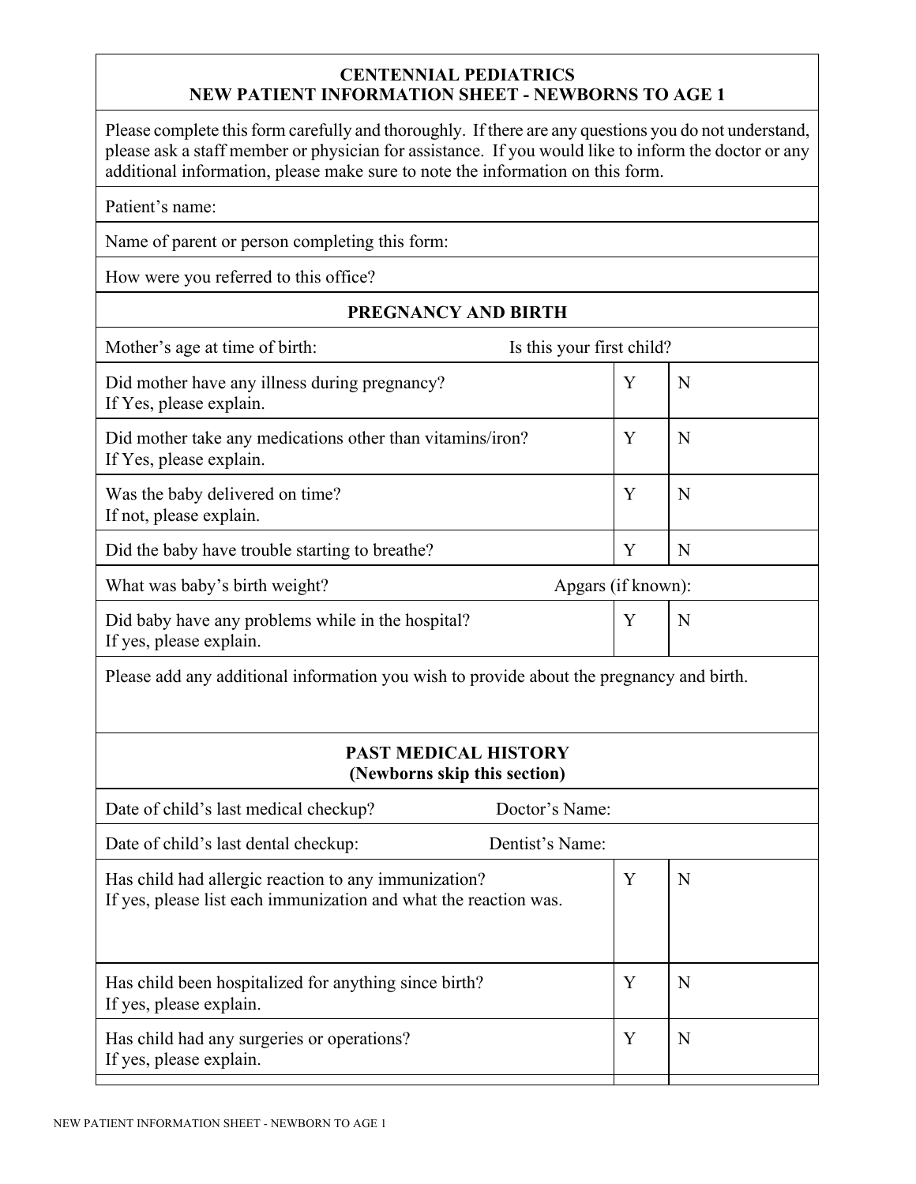# CENTENNIAL PEDIATRICS
## NEW PATIENT INFORMATION SHEET - NEWBORNS TO AGE 1

Please complete this form carefully and thoroughly. If there are any questions you do not understand, please ask a staff member or physician for assistance. If you would like to inform the doctor or any additional information, please make sure to note the information on this form.

Patient's name:

Name of parent or person completing this form:

How were you referred to this office?

## PREGNANCY AND BIRTH

Mother's age at time of birth: Is this your first child?

| | | |
|---|---|---|
| Did mother have any illness during pregnancy?<br>If Yes, please explain. | Y | N |
| Did mother take any medications other than vitamins/iron?<br>If Yes, please explain. | Y | N |
| Was the baby delivered on time?<br>If not, please explain. | Y | N |
| Did the baby have trouble starting to breathe? | Y | N |

What was baby's birth weight? Apgars (if known):

| | | |
|---|---|---|
| Did baby have any problems while in the hospital?<br>If yes, please explain. | Y | N |

Please add any additional information you wish to provide about the pregnancy and birth.

## PAST MEDICAL HISTORY
**(Newborns skip this section)**

Date of child's last medical checkup? Doctor's Name:

Date of child's last dental checkup: Dentist's Name:

| | | |
|---|---|---|
| Has child had allergic reaction to any immunization?<br>If yes, please list each immunization and what the reaction was. | Y | N |
| Has child been hospitalized for anything since birth?<br>If yes, please explain. | Y | N |
| Has child had any surgeries or operations?<br>If yes, please explain. | Y | N |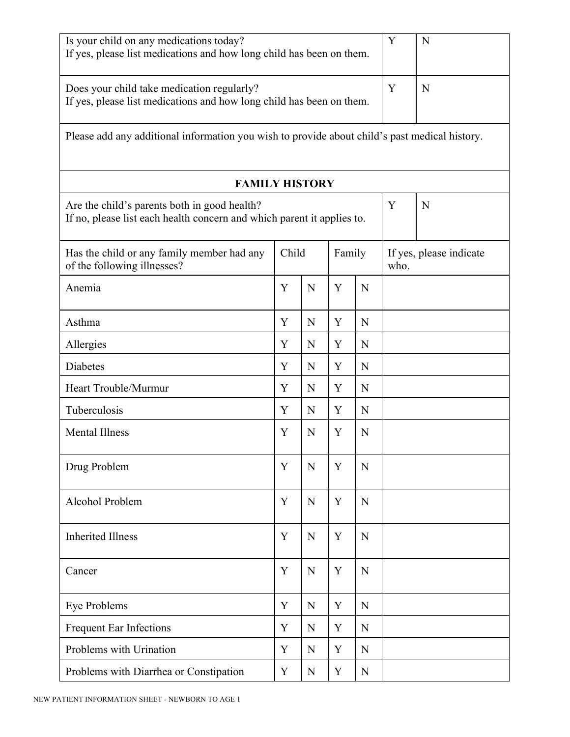| Is your child on any medications today?<br>If yes, please list medications and how long child has been on them. | Y | N |
|---|---|---|
| Does your child take medication regularly?<br>If yes, please list medications and how long child has been on them. | Y | N |

Please add any additional information you wish to provide about child's past medical history.

## FAMILY HISTORY

| Are the child's parents both in good health?<br>If no, please list each health concern and which parent it applies to. | Y | N |
|---|---|---|

| Has the child or any family member had any of the following illnesses? | Child | | Family | | If yes, please indicate who. |
|---|---|---|---|---|---|
| Anemia | Y | N | Y | N | |
| Asthma | Y | N | Y | N | |
| Allergies | Y | N | Y | N | |
| Diabetes | Y | N | Y | N | |
| Heart Trouble/Murmur | Y | N | Y | N | |
| Tuberculosis | Y | N | Y | N | |
| Mental Illness | Y | N | Y | N | |
| Drug Problem | Y | N | Y | N | |
| Alcohol Problem | Y | N | Y | N | |
| Inherited Illness | Y | N | Y | N | |
| Cancer | Y | N | Y | N | |
| Eye Problems | Y | N | Y | N | |
| Frequent Ear Infections | Y | N | Y | N | |
| Problems with Urination | Y | N | Y | N | |
| Problems with Diarrhea or Constipation | Y | N | Y | N | |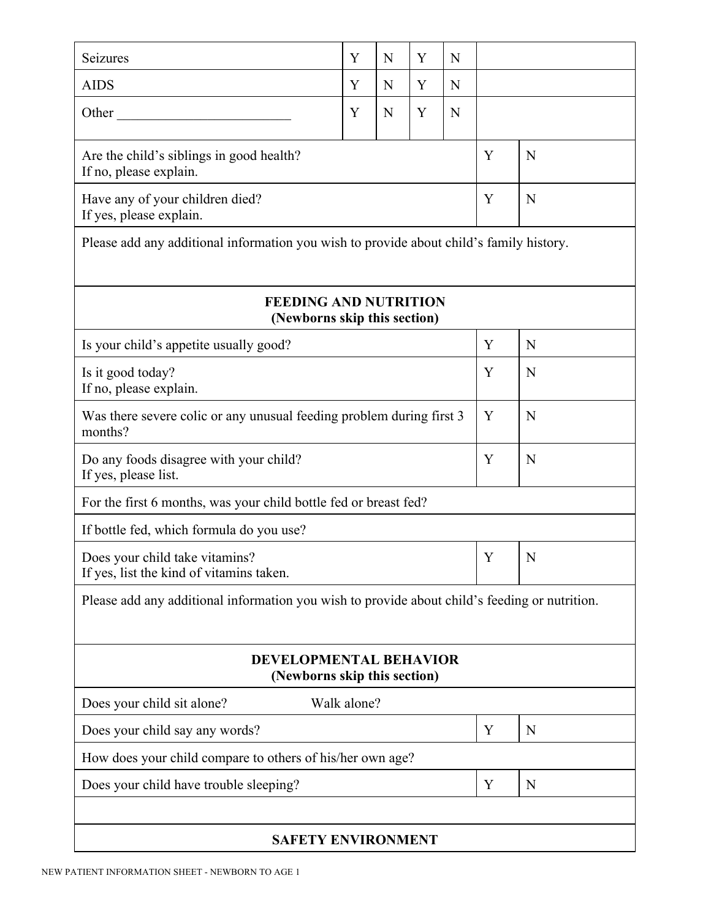| | | | | | |
|---|---|---|---|---|---|
| Seizures | Y | N | Y | N | |
| AIDS | Y | N | Y | N | |
| Other _________________________ | Y | N | Y | N | |

| | | |
|---|---|---|
| Are the child's siblings in good health?<br>If no, please explain. | Y | N |
| Have any of your children died?<br>If yes, please explain. | Y | N |
| Please add any additional information you wish to provide about child's family history. | | |

## FEEDING AND NUTRITION
**(Newborns skip this section)**

| | | |
|---|---|---|
| Is your child's appetite usually good? | Y | N |
| Is it good today?<br>If no, please explain. | Y | N |
| Was there severe colic or any unusual feeding problem during first 3 months? | Y | N |
| Do any foods disagree with your child?<br>If yes, please list. | Y | N |
| For the first 6 months, was your child bottle fed or breast fed? | | |
| If bottle fed, which formula do you use? | | |
| Does your child take vitamins?<br>If yes, list the kind of vitamins taken. | Y | N |
| Please add any additional information you wish to provide about child's feeding or nutrition. | | |

## DEVELOPMENTAL BEHAVIOR
**(Newborns skip this section)**

| | | |
|---|---|---|
| Does your child sit alone? Walk alone? | | |
| Does your child say any words? | Y | N |
| How does your child compare to others of his/her own age? | | |
| Does your child have trouble sleeping? | Y | N |
| | | |

## SAFETY ENVIRONMENT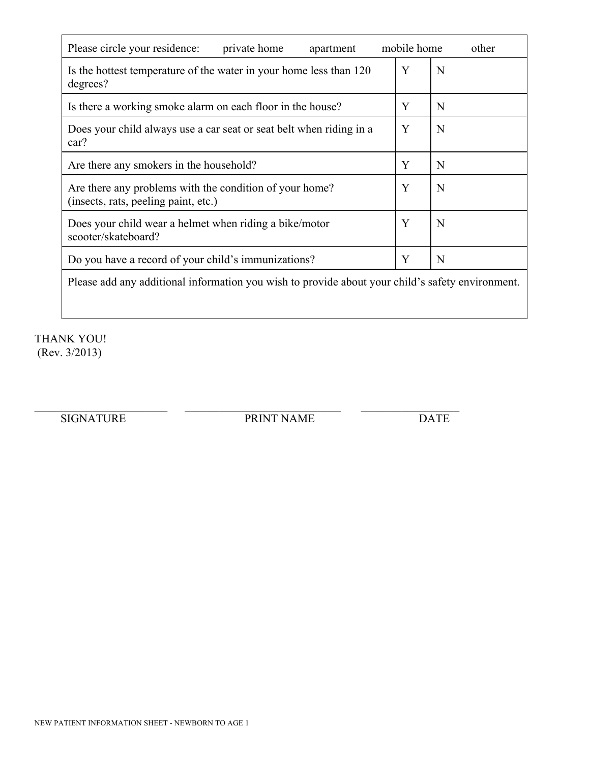| | | |
|---|---|---|
| Please circle your residence: private home apartment mobile home other | | |
| Is the hottest temperature of the water in your home less than 120 degrees? | Y | N |
| Is there a working smoke alarm on each floor in the house? | Y | N |
| Does your child always use a car seat or seat belt when riding in a car? | Y | N |
| Are there any smokers in the household? | Y | N |
| Are there any problems with the condition of your home? (insects, rats, peeling paint, etc.) | Y | N |
| Does your child wear a helmet when riding a bike/motor scooter/skateboard? | Y | N |
| Do you have a record of your child's immunizations? | Y | N |
| Please add any additional information you wish to provide about your child's safety environment. | | |

THANK YOU!
(Rev. 3/2013)

_______________________ _____________________________ _________________
SIGNATURE PRINT NAME DATE

NEW PATIENT INFORMATION SHEET - NEWBORN TO AGE 1